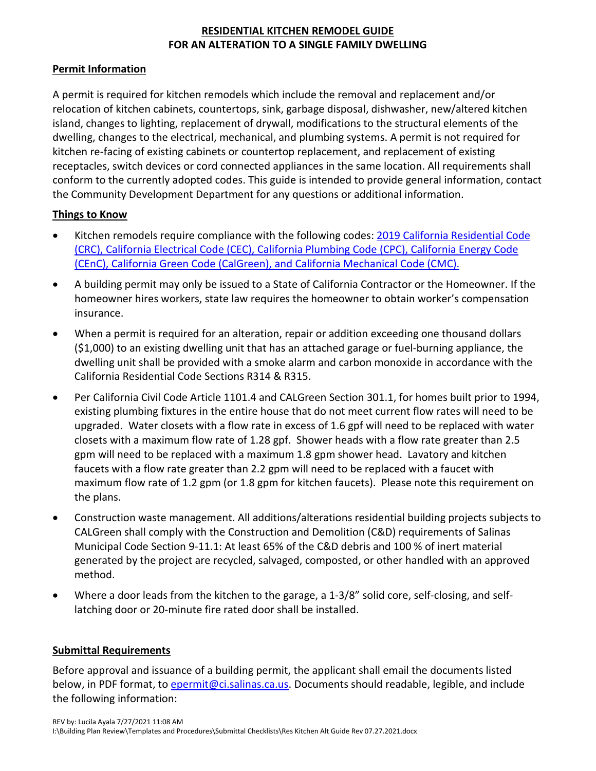# RESIDENTIAL KITCHEN REMODEL GUIDE
# FOR AN ALTERATION TO A SINGLE FAMILY DWELLING

## Permit Information

A permit is required for kitchen remodels which include the removal and replacement and/or relocation of kitchen cabinets, countertops, sink, garbage disposal, dishwasher, new/altered kitchen island, changes to lighting, replacement of drywall, modifications to the structural elements of the dwelling, changes to the electrical, mechanical, and plumbing systems. A permit is not required for kitchen re-facing of existing cabinets or countertop replacement, and replacement of existing receptacles, switch devices or cord connected appliances in the same location. All requirements shall conform to the currently adopted codes. This guide is intended to provide general information, contact the Community Development Department for any questions or additional information.

## Things to Know

- Kitchen remodels require compliance with the following codes: [2019 California Residential Code (CRC), California Electrical Code (CEC), California Plumbing Code (CPC), California Energy Code (CEnC), California Green Code (CalGreen), and California Mechanical Code (CMC).]()
- A building permit may only be issued to a State of California Contractor or the Homeowner. If the homeowner hires workers, state law requires the homeowner to obtain worker's compensation insurance.
- When a permit is required for an alteration, repair or addition exceeding one thousand dollars ($1,000) to an existing dwelling unit that has an attached garage or fuel-burning appliance, the dwelling unit shall be provided with a smoke alarm and carbon monoxide in accordance with the California Residential Code Sections R314 & R315.
- Per California Civil Code Article 1101.4 and CALGreen Section 301.1, for homes built prior to 1994, existing plumbing fixtures in the entire house that do not meet current flow rates will need to be upgraded. Water closets with a flow rate in excess of 1.6 gpf will need to be replaced with water closets with a maximum flow rate of 1.28 gpf. Shower heads with a flow rate greater than 2.5 gpm will need to be replaced with a maximum 1.8 gpm shower head. Lavatory and kitchen faucets with a flow rate greater than 2.2 gpm will need to be replaced with a faucet with maximum flow rate of 1.2 gpm (or 1.8 gpm for kitchen faucets). Please note this requirement on the plans.
- Construction waste management. All additions/alterations residential building projects subjects to CALGreen shall comply with the Construction and Demolition (C&D) requirements of Salinas Municipal Code Section 9-11.1: At least 65% of the C&D debris and 100 % of inert material generated by the project are recycled, salvaged, composted, or other handled with an approved method.
- Where a door leads from the kitchen to the garage, a 1-3/8" solid core, self-closing, and self-latching door or 20-minute fire rated door shall be installed.

## Submittal Requirements

Before approval and issuance of a building permit, the applicant shall email the documents listed below, in PDF format, to [epermit@ci.salinas.ca.us](mailto:epermit@ci.salinas.ca.us). Documents should readable, legible, and include the following information: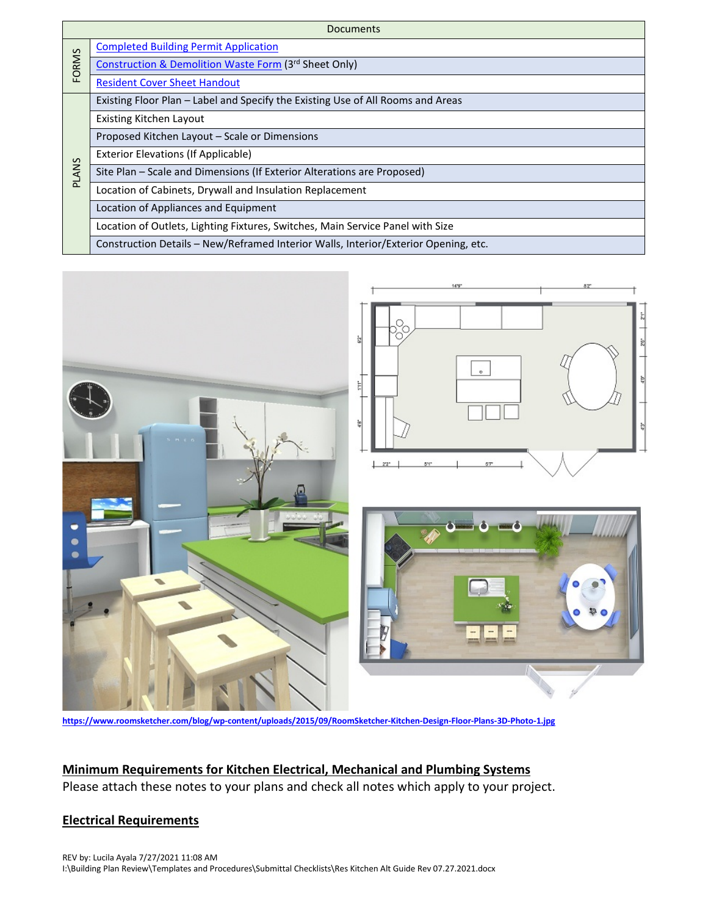| Documents | |
|---|---|
| FORMS | Completed Building Permit Application |
| | Construction & Demolition Waste Form (3rd Sheet Only) |
| | Resident Cover Sheet Handout |
| PLANS | Existing Floor Plan – Label and Specify the Existing Use of All Rooms and Areas |
| | Existing Kitchen Layout |
| | Proposed Kitchen Layout – Scale or Dimensions |
| | Exterior Elevations (If Applicable) |
| | Site Plan – Scale and Dimensions (If Exterior Alterations are Proposed) |
| | Location of Cabinets, Drywall and Insulation Replacement |
| | Location of Appliances and Equipment |
| | Location of Outlets, Lighting Fixtures, Switches, Main Service Panel with Size |
| | Construction Details – New/Reframed Interior Walls, Interior/Exterior Opening, etc. |

https://www.roomsketcher.com/blog/wp-content/uploads/2015/09/RoomSketcher-Kitchen-Design-Floor-Plans-3D-Photo-1.jpg

## Minimum Requirements for Kitchen Electrical, Mechanical and Plumbing Systems

Please attach these notes to your plans and check all notes which apply to your project.

## Electrical Requirements

REV by: Lucila Ayala 7/27/2021 11:08 AM
I:\Building Plan Review\Templates and Procedures\Submittal Checklists\Res Kitchen Alt Guide Rev 07.27.2021.docx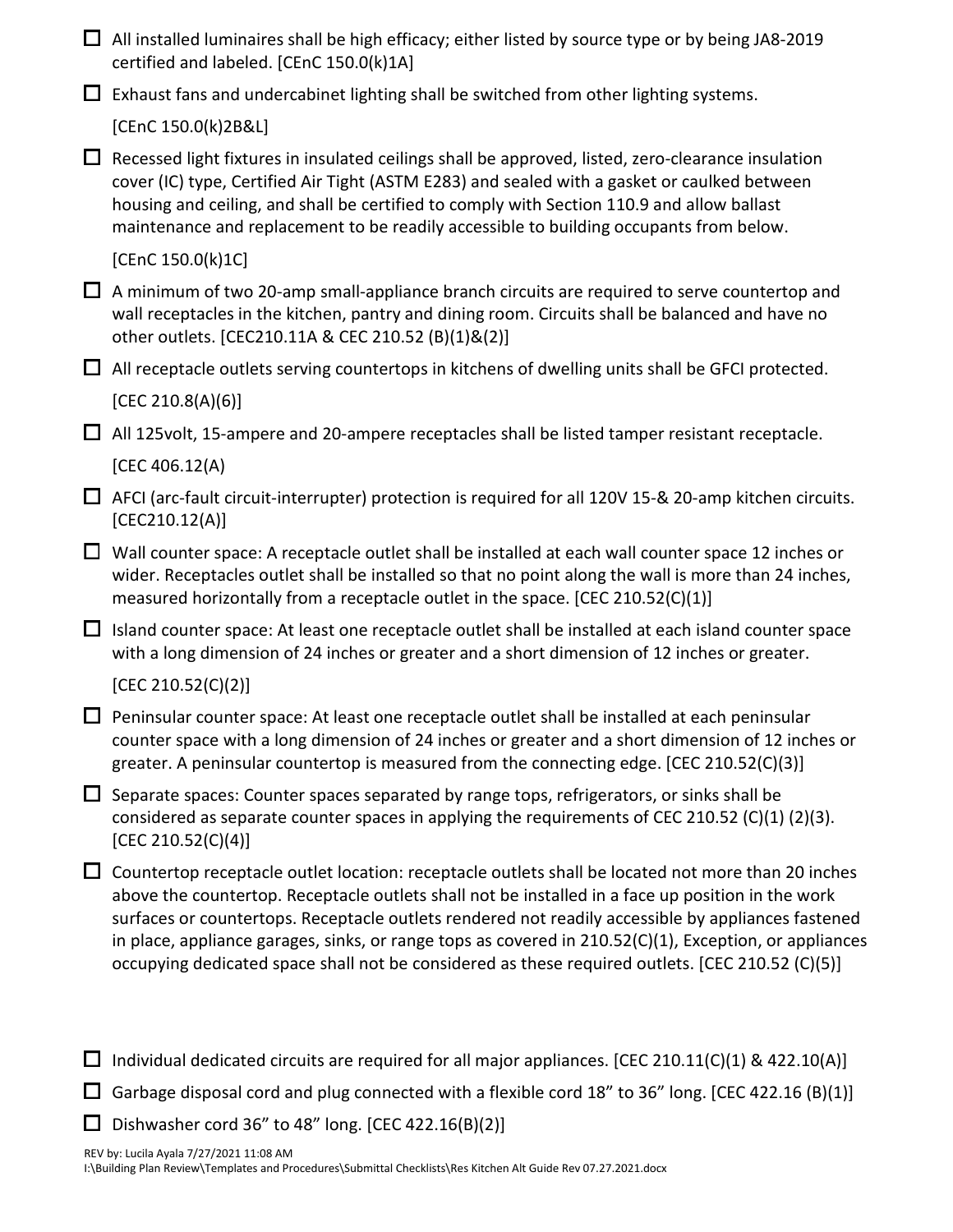- ☐ All installed luminaires shall be high efficacy; either listed by source type or by being JA8-2019 certified and labeled. [CEnC 150.0(k)1A]
- ☐ Exhaust fans and undercabinet lighting shall be switched from other lighting systems.

  [CEnC 150.0(k)2B&L]
- ☐ Recessed light fixtures in insulated ceilings shall be approved, listed, zero-clearance insulation cover (IC) type, Certified Air Tight (ASTM E283) and sealed with a gasket or caulked between housing and ceiling, and shall be certified to comply with Section 110.9 and allow ballast maintenance and replacement to be readily accessible to building occupants from below.

  [CEnC 150.0(k)1C]
- ☐ A minimum of two 20-amp small-appliance branch circuits are required to serve countertop and wall receptacles in the kitchen, pantry and dining room. Circuits shall be balanced and have no other outlets. [CEC210.11A & CEC 210.52 (B)(1)&(2)]
- ☐ All receptacle outlets serving countertops in kitchens of dwelling units shall be GFCI protected.

  [CEC 210.8(A)(6)]
- ☐ All 125volt, 15-ampere and 20-ampere receptacles shall be listed tamper resistant receptacle.

  [CEC 406.12(A)
- ☐ AFCI (arc-fault circuit-interrupter) protection is required for all 120V 15-& 20-amp kitchen circuits. [CEC210.12(A)]
- ☐ Wall counter space: A receptacle outlet shall be installed at each wall counter space 12 inches or wider. Receptacles outlet shall be installed so that no point along the wall is more than 24 inches, measured horizontally from a receptacle outlet in the space. [CEC 210.52(C)(1)]
- ☐ Island counter space: At least one receptacle outlet shall be installed at each island counter space with a long dimension of 24 inches or greater and a short dimension of 12 inches or greater.

  [CEC 210.52(C)(2)]
- ☐ Peninsular counter space: At least one receptacle outlet shall be installed at each peninsular counter space with a long dimension of 24 inches or greater and a short dimension of 12 inches or greater. A peninsular countertop is measured from the connecting edge. [CEC 210.52(C)(3)]
- ☐ Separate spaces: Counter spaces separated by range tops, refrigerators, or sinks shall be considered as separate counter spaces in applying the requirements of CEC 210.52 (C)(1) (2)(3). [CEC 210.52(C)(4)]
- ☐ Countertop receptacle outlet location: receptacle outlets shall be located not more than 20 inches above the countertop. Receptacle outlets shall not be installed in a face up position in the work surfaces or countertops. Receptacle outlets rendered not readily accessible by appliances fastened in place, appliance garages, sinks, or range tops as covered in 210.52(C)(1), Exception, or appliances occupying dedicated space shall not be considered as these required outlets. [CEC 210.52 (C)(5)]

- ☐ Individual dedicated circuits are required for all major appliances. [CEC 210.11(C)(1) & 422.10(A)]
- ☐ Garbage disposal cord and plug connected with a flexible cord 18" to 36" long. [CEC 422.16 (B)(1)]
- ☐ Dishwasher cord 36" to 48" long. [CEC 422.16(B)(2)]

REV by: Lucila Ayala 7/27/2021 11:08 AM
I:\Building Plan Review\Templates and Procedures\Submittal Checklists\Res Kitchen Alt Guide Rev 07.27.2021.docx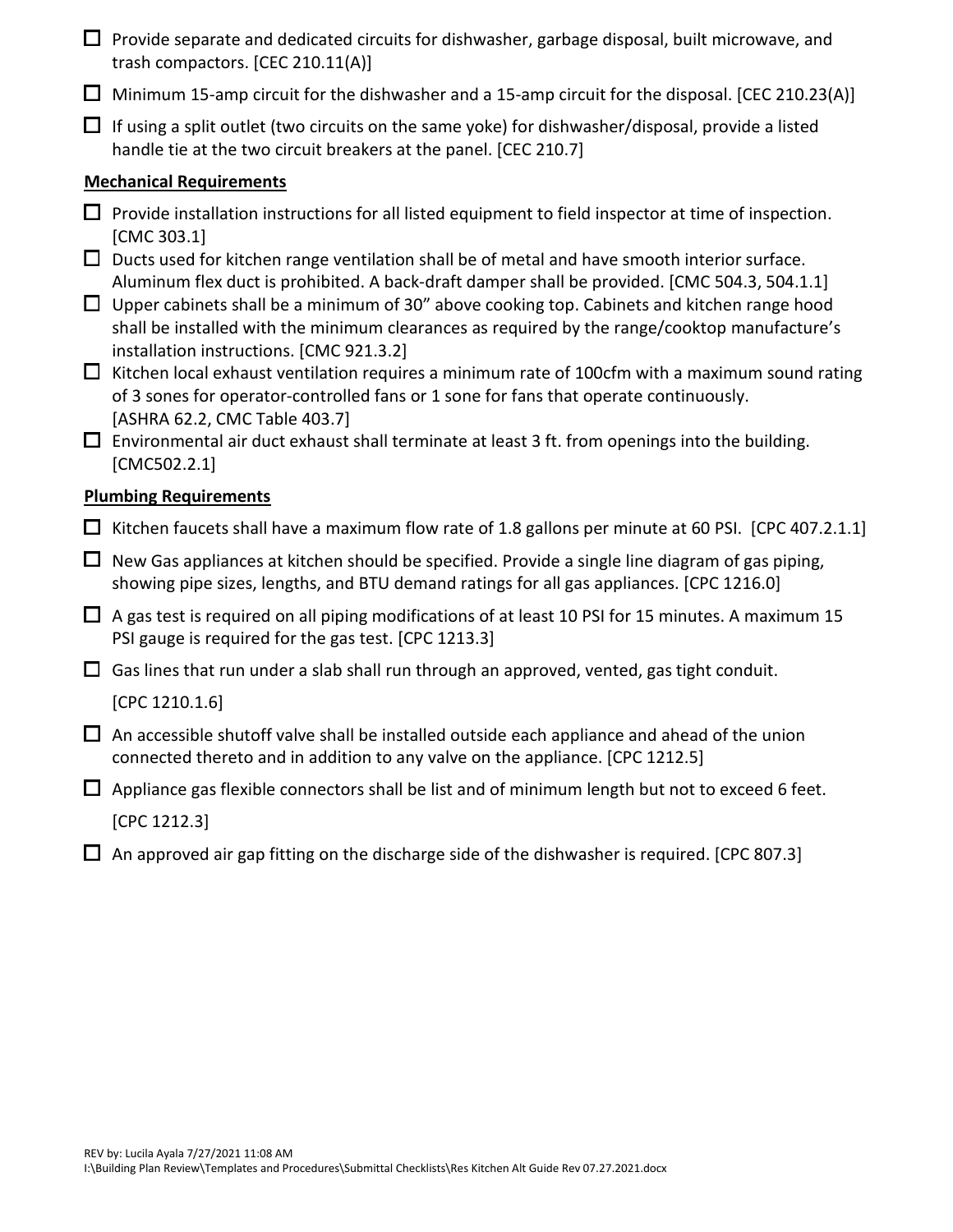- ☐ Provide separate and dedicated circuits for dishwasher, garbage disposal, built microwave, and trash compactors. [CEC 210.11(A)]
- ☐ Minimum 15-amp circuit for the dishwasher and a 15-amp circuit for the disposal. [CEC 210.23(A)]
- ☐ If using a split outlet (two circuits on the same yoke) for dishwasher/disposal, provide a listed handle tie at the two circuit breakers at the panel. [CEC 210.7]

**Mechanical Requirements**

- ☐ Provide installation instructions for all listed equipment to field inspector at time of inspection. [CMC 303.1]
- ☐ Ducts used for kitchen range ventilation shall be of metal and have smooth interior surface. Aluminum flex duct is prohibited. A back-draft damper shall be provided. [CMC 504.3, 504.1.1]
- ☐ Upper cabinets shall be a minimum of 30" above cooking top. Cabinets and kitchen range hood shall be installed with the minimum clearances as required by the range/cooktop manufacture's installation instructions. [CMC 921.3.2]
- ☐ Kitchen local exhaust ventilation requires a minimum rate of 100cfm with a maximum sound rating of 3 sones for operator-controlled fans or 1 sone for fans that operate continuously. [ASHRA 62.2, CMC Table 403.7]
- ☐ Environmental air duct exhaust shall terminate at least 3 ft. from openings into the building. [CMC502.2.1]

**Plumbing Requirements**

- ☐ Kitchen faucets shall have a maximum flow rate of 1.8 gallons per minute at 60 PSI. [CPC 407.2.1.1]
- ☐ New Gas appliances at kitchen should be specified. Provide a single line diagram of gas piping, showing pipe sizes, lengths, and BTU demand ratings for all gas appliances. [CPC 1216.0]
- ☐ A gas test is required on all piping modifications of at least 10 PSI for 15 minutes. A maximum 15 PSI gauge is required for the gas test. [CPC 1213.3]
- ☐ Gas lines that run under a slab shall run through an approved, vented, gas tight conduit.

  [CPC 1210.1.6]
- ☐ An accessible shutoff valve shall be installed outside each appliance and ahead of the union connected thereto and in addition to any valve on the appliance. [CPC 1212.5]
- ☐ Appliance gas flexible connectors shall be list and of minimum length but not to exceed 6 feet.

  [CPC 1212.3]
- ☐ An approved air gap fitting on the discharge side of the dishwasher is required. [CPC 807.3]

REV by: Lucila Ayala 7/27/2021 11:08 AM
I:\Building Plan Review\Templates and Procedures\Submittal Checklists\Res Kitchen Alt Guide Rev 07.27.2021.docx